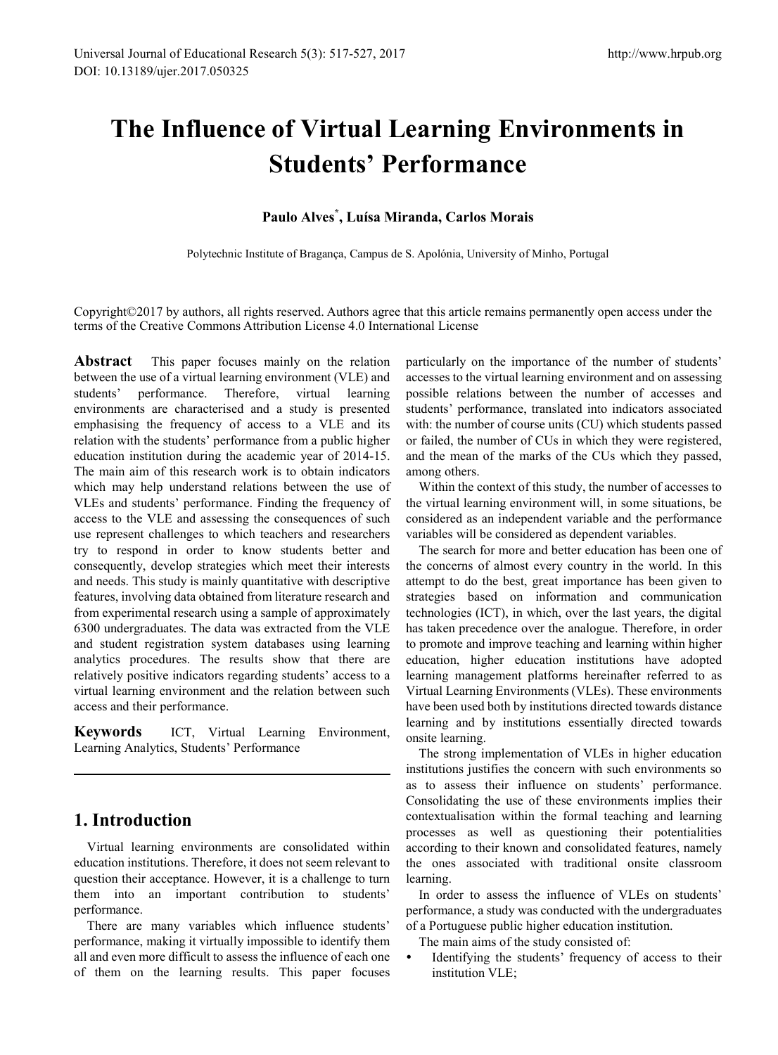# The Influence of Virtual Learning Environments in Students' Performance

**Paulo Alves[*], Luísa Miranda, Carlos Morais**

Polytechnic Institute of Bragança, Campus de S. Apolónia, University of Minho, Portugal

Copyright©2017 by authors, all rights reserved. Authors agree that this article remains permanently open access under the terms of the Creative Commons Attribution License 4.0 International License

**Abstract** This paper focuses mainly on the relation between the use of a virtual learning environment (VLE) and students' performance. Therefore, virtual learning environments are characterised and a study is presented emphasising the frequency of access to a VLE and its relation with the students' performance from a public higher education institution during the academic year of 2014-15. The main aim of this research work is to obtain indicators which may help understand relations between the use of VLEs and students' performance. Finding the frequency of access to the VLE and assessing the consequences of such use represent challenges to which teachers and researchers try to respond in order to know students better and consequently, develop strategies which meet their interests and needs. This study is mainly quantitative with descriptive features, involving data obtained from literature research and from experimental research using a sample of approximately 6300 undergraduates. The data was extracted from the VLE and student registration system databases using learning analytics procedures. The results show that there are relatively positive indicators regarding students' access to a virtual learning environment and the relation between such access and their performance.

**Keywords** ICT, Virtual Learning Environment, Learning Analytics, Students' Performance

## 1. Introduction

Virtual learning environments are consolidated within education institutions. Therefore, it does not seem relevant to question their acceptance. However, it is a challenge to turn them into an important contribution to students' performance.

There are many variables which influence students' performance, making it virtually impossible to identify them all and even more difficult to assess the influence of each one of them on the learning results. This paper focuses particularly on the importance of the number of students' accesses to the virtual learning environment and on assessing possible relations between the number of accesses and students' performance, translated into indicators associated with: the number of course units (CU) which students passed or failed, the number of CUs in which they were registered, and the mean of the marks of the CUs which they passed, among others.

Within the context of this study, the number of accesses to the virtual learning environment will, in some situations, be considered as an independent variable and the performance variables will be considered as dependent variables.

The search for more and better education has been one of the concerns of almost every country in the world. In this attempt to do the best, great importance has been given to strategies based on information and communication technologies (ICT), in which, over the last years, the digital has taken precedence over the analogue. Therefore, in order to promote and improve teaching and learning within higher education, higher education institutions have adopted learning management platforms hereinafter referred to as Virtual Learning Environments (VLEs). These environments have been used both by institutions directed towards distance learning and by institutions essentially directed towards onsite learning.

The strong implementation of VLEs in higher education institutions justifies the concern with such environments so as to assess their influence on students' performance. Consolidating the use of these environments implies their contextualisation within the formal teaching and learning processes as well as questioning their potentialities according to their known and consolidated features, namely the ones associated with traditional onsite classroom learning.

In order to assess the influence of VLEs on students' performance, a study was conducted with the undergraduates of a Portuguese public higher education institution.

The main aims of the study consisted of:

- Identifying the students' frequency of access to their institution VLE;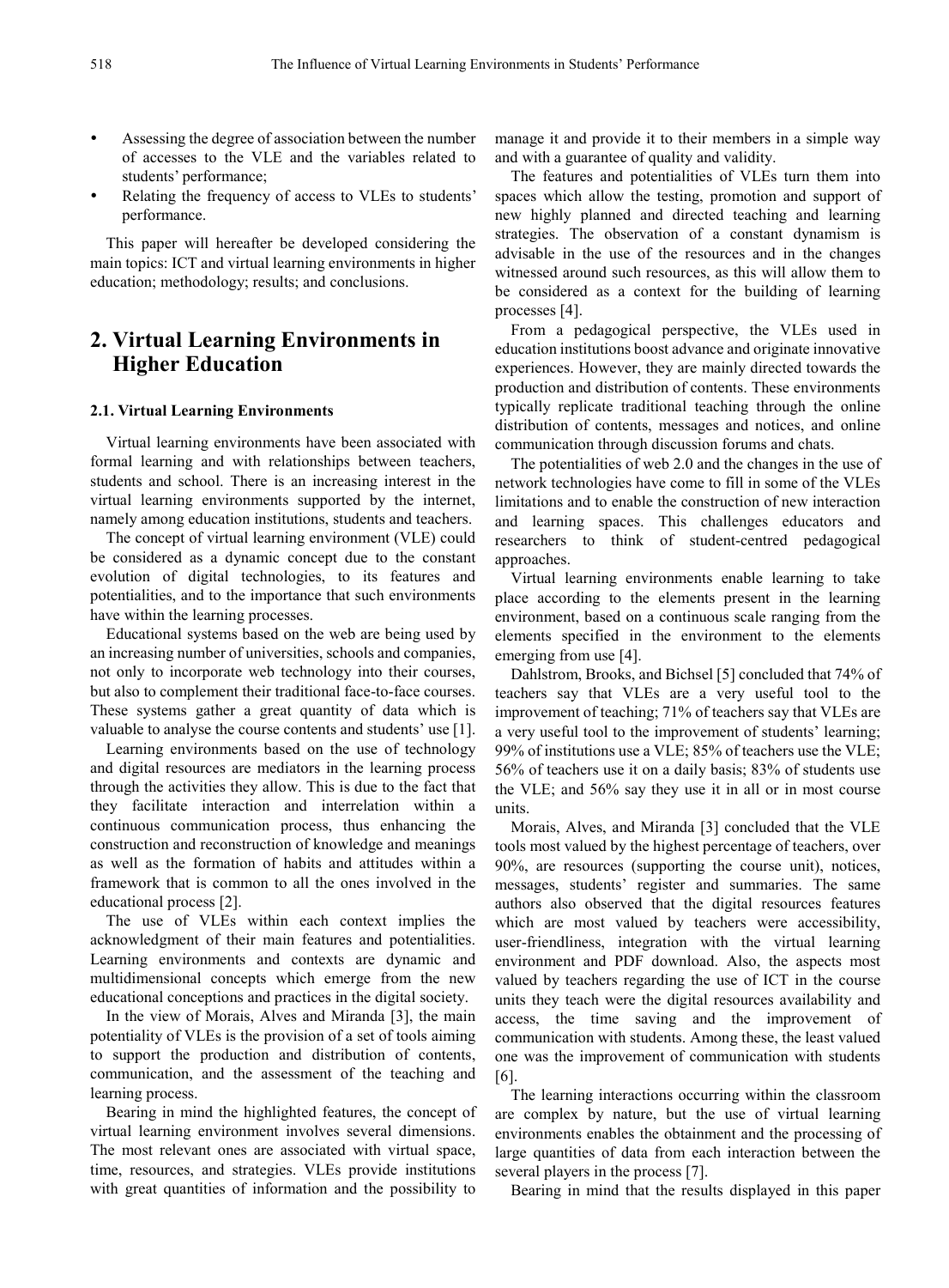- Assessing the degree of association between the number of accesses to the VLE and the variables related to students' performance;
- Relating the frequency of access to VLEs to students' performance.

This paper will hereafter be developed considering the main topics: ICT and virtual learning environments in higher education; methodology; results; and conclusions.

## 2. Virtual Learning Environments in Higher Education

### 2.1. Virtual Learning Environments

Virtual learning environments have been associated with formal learning and with relationships between teachers, students and school. There is an increasing interest in the virtual learning environments supported by the internet, namely among education institutions, students and teachers.

The concept of virtual learning environment (VLE) could be considered as a dynamic concept due to the constant evolution of digital technologies, to its features and potentialities, and to the importance that such environments have within the learning processes.

Educational systems based on the web are being used by an increasing number of universities, schools and companies, not only to incorporate web technology into their courses, but also to complement their traditional face-to-face courses. These systems gather a great quantity of data which is valuable to analyse the course contents and students' use [1].

Learning environments based on the use of technology and digital resources are mediators in the learning process through the activities they allow. This is due to the fact that they facilitate interaction and interrelation within a continuous communication process, thus enhancing the construction and reconstruction of knowledge and meanings as well as the formation of habits and attitudes within a framework that is common to all the ones involved in the educational process [2].

The use of VLEs within each context implies the acknowledgment of their main features and potentialities. Learning environments and contexts are dynamic and multidimensional concepts which emerge from the new educational conceptions and practices in the digital society.

In the view of Morais, Alves and Miranda [3], the main potentiality of VLEs is the provision of a set of tools aiming to support the production and distribution of contents, communication, and the assessment of the teaching and learning process.

Bearing in mind the highlighted features, the concept of virtual learning environment involves several dimensions. The most relevant ones are associated with virtual space, time, resources, and strategies. VLEs provide institutions with great quantities of information and the possibility to manage it and provide it to their members in a simple way and with a guarantee of quality and validity.

The features and potentialities of VLEs turn them into spaces which allow the testing, promotion and support of new highly planned and directed teaching and learning strategies. The observation of a constant dynamism is advisable in the use of the resources and in the changes witnessed around such resources, as this will allow them to be considered as a context for the building of learning processes [4].

From a pedagogical perspective, the VLEs used in education institutions boost advance and originate innovative experiences. However, they are mainly directed towards the production and distribution of contents. These environments typically replicate traditional teaching through the online distribution of contents, messages and notices, and online communication through discussion forums and chats.

The potentialities of web 2.0 and the changes in the use of network technologies have come to fill in some of the VLEs limitations and to enable the construction of new interaction and learning spaces. This challenges educators and researchers to think of student-centred pedagogical approaches.

Virtual learning environments enable learning to take place according to the elements present in the learning environment, based on a continuous scale ranging from the elements specified in the environment to the elements emerging from use [4].

Dahlstrom, Brooks, and Bichsel [5] concluded that 74% of teachers say that VLEs are a very useful tool to the improvement of teaching; 71% of teachers say that VLEs are a very useful tool to the improvement of students' learning; 99% of institutions use a VLE; 85% of teachers use the VLE; 56% of teachers use it on a daily basis; 83% of students use the VLE; and 56% say they use it in all or in most course units.

Morais, Alves, and Miranda [3] concluded that the VLE tools most valued by the highest percentage of teachers, over 90%, are resources (supporting the course unit), notices, messages, students' register and summaries. The same authors also observed that the digital resources features which are most valued by teachers were accessibility, user-friendliness, integration with the virtual learning environment and PDF download. Also, the aspects most valued by teachers regarding the use of ICT in the course units they teach were the digital resources availability and access, the time saving and the improvement of communication with students. Among these, the least valued one was the improvement of communication with students [6].

The learning interactions occurring within the classroom are complex by nature, but the use of virtual learning environments enables the obtainment and the processing of large quantities of data from each interaction between the several players in the process [7].

Bearing in mind that the results displayed in this paper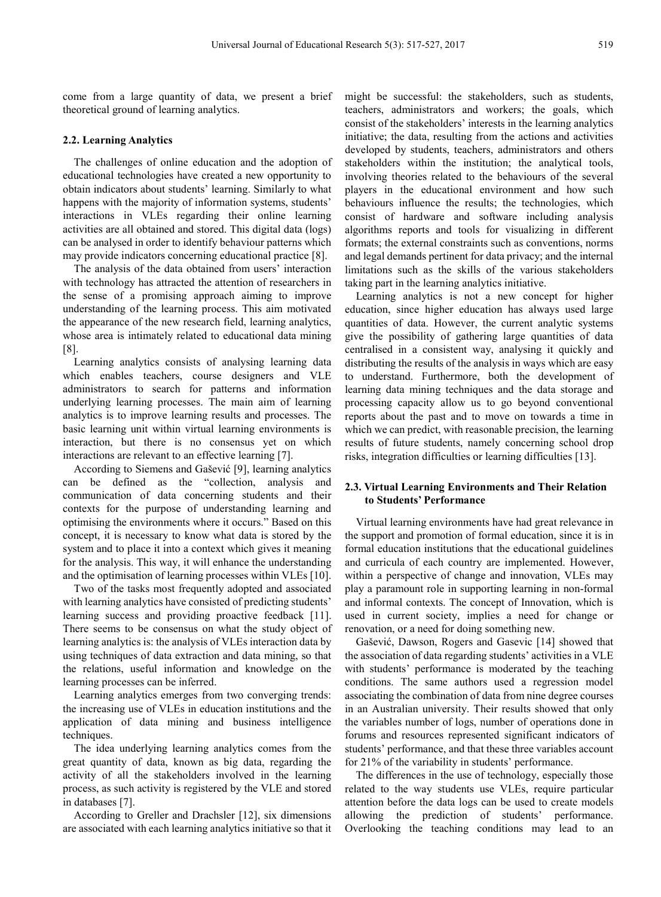come from a large quantity of data, we present a brief theoretical ground of learning analytics.

### 2.2. Learning Analytics

The challenges of online education and the adoption of educational technologies have created a new opportunity to obtain indicators about students' learning. Similarly to what happens with the majority of information systems, students' interactions in VLEs regarding their online learning activities are all obtained and stored. This digital data (logs) can be analysed in order to identify behaviour patterns which may provide indicators concerning educational practice [8].

The analysis of the data obtained from users' interaction with technology has attracted the attention of researchers in the sense of a promising approach aiming to improve understanding of the learning process. This aim motivated the appearance of the new research field, learning analytics, whose area is intimately related to educational data mining [8].

Learning analytics consists of analysing learning data which enables teachers, course designers and VLE administrators to search for patterns and information underlying learning processes. The main aim of learning analytics is to improve learning results and processes. The basic learning unit within virtual learning environments is interaction, but there is no consensus yet on which interactions are relevant to an effective learning [7].

According to Siemens and Gašević [9], learning analytics can be defined as the "collection, analysis and communication of data concerning students and their contexts for the purpose of understanding learning and optimising the environments where it occurs." Based on this concept, it is necessary to know what data is stored by the system and to place it into a context which gives it meaning for the analysis. This way, it will enhance the understanding and the optimisation of learning processes within VLEs [10].

Two of the tasks most frequently adopted and associated with learning analytics have consisted of predicting students' learning success and providing proactive feedback [11]. There seems to be consensus on what the study object of learning analytics is: the analysis of VLEs interaction data by using techniques of data extraction and data mining, so that the relations, useful information and knowledge on the learning processes can be inferred.

Learning analytics emerges from two converging trends: the increasing use of VLEs in education institutions and the application of data mining and business intelligence techniques.

The idea underlying learning analytics comes from the great quantity of data, known as big data, regarding the activity of all the stakeholders involved in the learning process, as such activity is registered by the VLE and stored in databases [7].

According to Greller and Drachsler [12], six dimensions are associated with each learning analytics initiative so that it might be successful: the stakeholders, such as students, teachers, administrators and workers; the goals, which consist of the stakeholders' interests in the learning analytics initiative; the data, resulting from the actions and activities developed by students, teachers, administrators and others stakeholders within the institution; the analytical tools, involving theories related to the behaviours of the several players in the educational environment and how such behaviours influence the results; the technologies, which consist of hardware and software including analysis algorithms reports and tools for visualizing in different formats; the external constraints such as conventions, norms and legal demands pertinent for data privacy; and the internal limitations such as the skills of the various stakeholders taking part in the learning analytics initiative.

Learning analytics is not a new concept for higher education, since higher education has always used large quantities of data. However, the current analytic systems give the possibility of gathering large quantities of data centralised in a consistent way, analysing it quickly and distributing the results of the analysis in ways which are easy to understand. Furthermore, both the development of learning data mining techniques and the data storage and processing capacity allow us to go beyond conventional reports about the past and to move on towards a time in which we can predict, with reasonable precision, the learning results of future students, namely concerning school drop risks, integration difficulties or learning difficulties [13].

### 2.3. Virtual Learning Environments and Their Relation to Students' Performance

Virtual learning environments have had great relevance in the support and promotion of formal education, since it is in formal education institutions that the educational guidelines and curricula of each country are implemented. However, within a perspective of change and innovation, VLEs may play a paramount role in supporting learning in non-formal and informal contexts. The concept of Innovation, which is used in current society, implies a need for change or renovation, or a need for doing something new.

Gašević, Dawson, Rogers and Gasevic [14] showed that the association of data regarding students' activities in a VLE with students' performance is moderated by the teaching conditions. The same authors used a regression model associating the combination of data from nine degree courses in an Australian university. Their results showed that only the variables number of logs, number of operations done in forums and resources represented significant indicators of students' performance, and that these three variables account for 21% of the variability in students' performance.

The differences in the use of technology, especially those related to the way students use VLEs, require particular attention before the data logs can be used to create models allowing the prediction of students' performance. Overlooking the teaching conditions may lead to an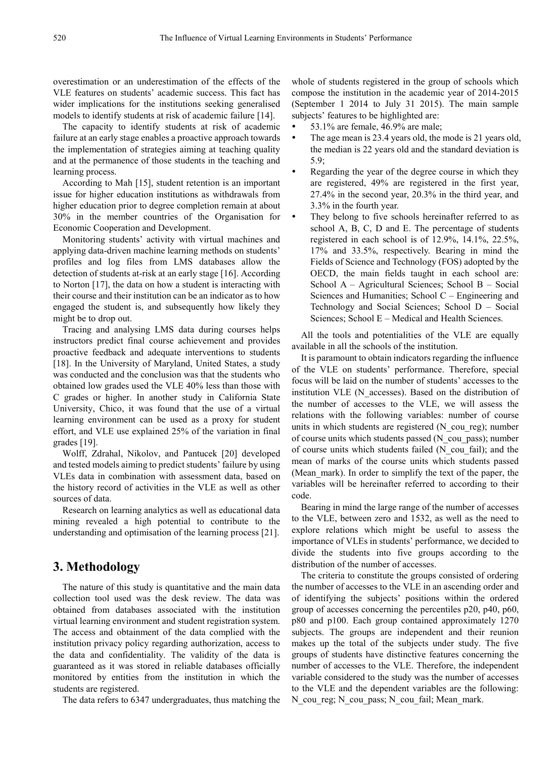overestimation or an underestimation of the effects of the VLE features on students' academic success. This fact has wider implications for the institutions seeking generalised models to identify students at risk of academic failure [14].

The capacity to identify students at risk of academic failure at an early stage enables a proactive approach towards the implementation of strategies aiming at teaching quality and at the permanence of those students in the teaching and learning process.

According to Mah [15], student retention is an important issue for higher education institutions as withdrawals from higher education prior to degree completion remain at about 30% in the member countries of the Organisation for Economic Cooperation and Development.

Monitoring students' activity with virtual machines and applying data-driven machine learning methods on students' profiles and log files from LMS databases allow the detection of students at-risk at an early stage [16]. According to Norton [17], the data on how a student is interacting with their course and their institution can be an indicator as to how engaged the student is, and subsequently how likely they might be to drop out.

Tracing and analysing LMS data during courses helps instructors predict final course achievement and provides proactive feedback and adequate interventions to students [18]. In the University of Maryland, United States, a study was conducted and the conclusion was that the students who obtained low grades used the VLE 40% less than those with C grades or higher. In another study in California State University, Chico, it was found that the use of a virtual learning environment can be used as a proxy for student effort, and VLE use explained 25% of the variation in final grades [19].

Wolff, Zdrahal, Nikolov, and Pantucek [20] developed and tested models aiming to predict students' failure by using VLEs data in combination with assessment data, based on the history record of activities in the VLE as well as other sources of data.

Research on learning analytics as well as educational data mining revealed a high potential to contribute to the understanding and optimisation of the learning process [21].

## 3. Methodology

The nature of this study is quantitative and the main data collection tool used was the desk review. The data was obtained from databases associated with the institution virtual learning environment and student registration system. The access and obtainment of the data complied with the institution privacy policy regarding authorization, access to the data and confidentiality. The validity of the data is guaranteed as it was stored in reliable databases officially monitored by entities from the institution in which the students are registered.

The data refers to 6347 undergraduates, thus matching the whole of students registered in the group of schools which compose the institution in the academic year of 2014-2015 (September 1 2014 to July 31 2015). The main sample subjects' features to be highlighted are:

- 53.1% are female, 46.9% are male;
- The age mean is 23.4 years old, the mode is 21 years old, the median is 22 years old and the standard deviation is 5.9;
- Regarding the year of the degree course in which they are registered, 49% are registered in the first year, 27.4% in the second year, 20.3% in the third year, and 3.3% in the fourth year.
- They belong to five schools hereinafter referred to as school A, B, C, D and E. The percentage of students registered in each school is of 12.9%, 14.1%, 22.5%, 17% and 33.5%, respectively. Bearing in mind the Fields of Science and Technology (FOS) adopted by the OECD, the main fields taught in each school are: School A – Agricultural Sciences; School B – Social Sciences and Humanities; School C – Engineering and Technology and Social Sciences; School D – Social Sciences; School E – Medical and Health Sciences.

All the tools and potentialities of the VLE are equally available in all the schools of the institution.

It is paramount to obtain indicators regarding the influence of the VLE on students' performance. Therefore, special focus will be laid on the number of students' accesses to the institution VLE (N_accesses). Based on the distribution of the number of accesses to the VLE, we will assess the relations with the following variables: number of course units in which students are registered (N_cou_reg); number of course units which students passed (N_cou_pass); number of course units which students failed (N_cou_fail); and the mean of marks of the course units which students passed (Mean_mark). In order to simplify the text of the paper, the variables will be hereinafter referred to according to their code.

Bearing in mind the large range of the number of accesses to the VLE, between zero and 1532, as well as the need to explore relations which might be useful to assess the importance of VLEs in students' performance, we decided to divide the students into five groups according to the distribution of the number of accesses.

The criteria to constitute the groups consisted of ordering the number of accesses to the VLE in an ascending order and of identifying the subjects' positions within the ordered group of accesses concerning the percentiles p20, p40, p60, p80 and p100. Each group contained approximately 1270 subjects. The groups are independent and their reunion makes up the total of the subjects under study. The five groups of students have distinctive features concerning the number of accesses to the VLE. Therefore, the independent variable considered to the study was the number of accesses to the VLE and the dependent variables are the following: N_cou_reg; N_cou_pass; N_cou_fail; Mean_mark.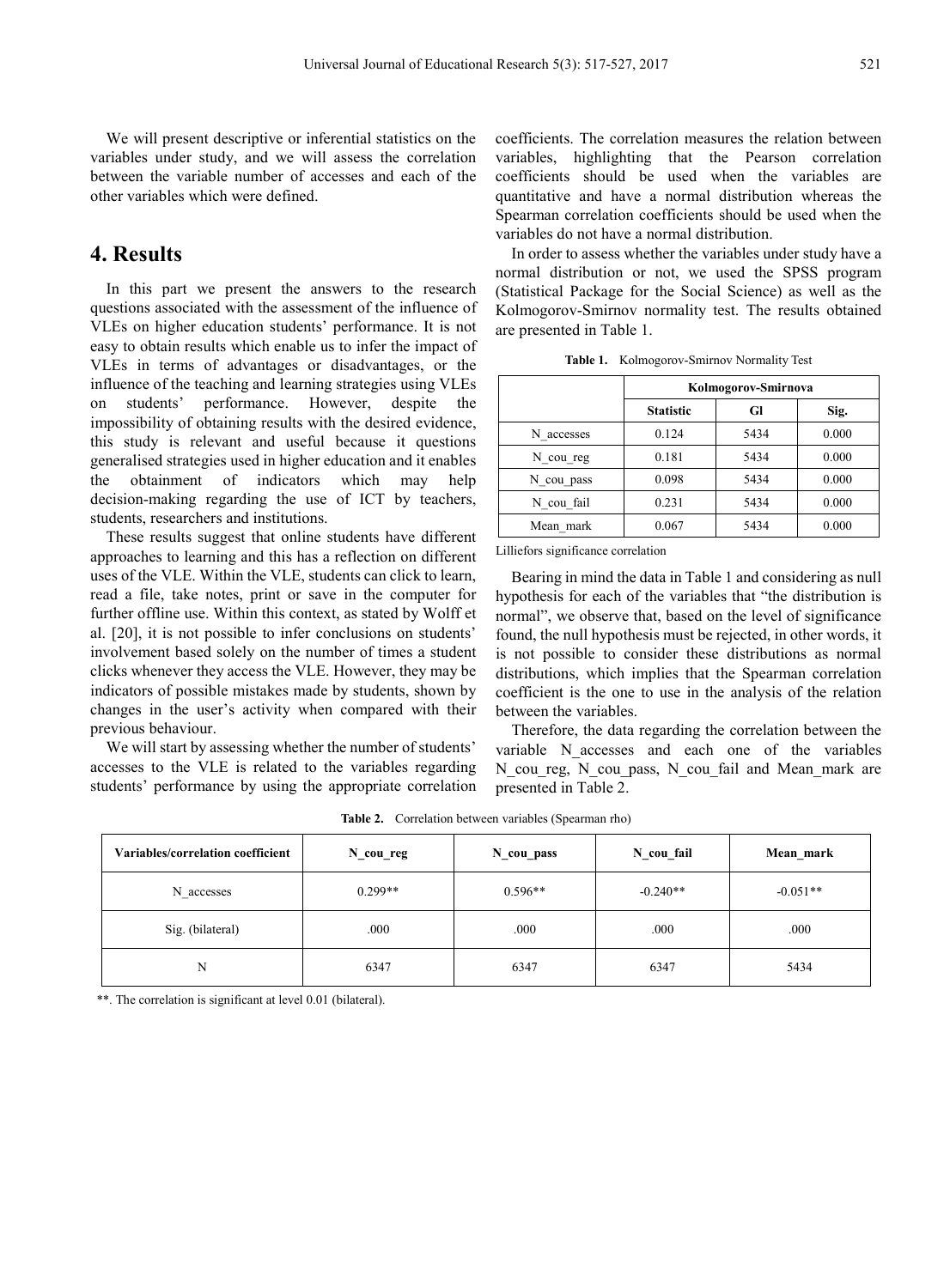We will present descriptive or inferential statistics on the variables under study, and we will assess the correlation between the variable number of accesses and each of the other variables which were defined.

# 4. Results

In this part we present the answers to the research questions associated with the assessment of the influence of VLEs on higher education students' performance. It is not easy to obtain results which enable us to infer the impact of VLEs in terms of advantages or disadvantages, or the influence of the teaching and learning strategies using VLEs on students' performance. However, despite the impossibility of obtaining results with the desired evidence, this study is relevant and useful because it questions generalised strategies used in higher education and it enables the obtainment of indicators which may help decision-making regarding the use of ICT by teachers, students, researchers and institutions.

These results suggest that online students have different approaches to learning and this has a reflection on different uses of the VLE. Within the VLE, students can click to learn, read a file, take notes, print or save in the computer for further offline use. Within this context, as stated by Wolff et al. [20], it is not possible to infer conclusions on students' involvement based solely on the number of times a student clicks whenever they access the VLE. However, they may be indicators of possible mistakes made by students, shown by changes in the user's activity when compared with their previous behaviour.

We will start by assessing whether the number of students' accesses to the VLE is related to the variables regarding students' performance by using the appropriate correlation coefficients. The correlation measures the relation between variables, highlighting that the Pearson correlation coefficients should be used when the variables are quantitative and have a normal distribution whereas the Spearman correlation coefficients should be used when the variables do not have a normal distribution.

In order to assess whether the variables under study have a normal distribution or not, we used the SPSS program (Statistical Package for the Social Science) as well as the Kolmogorov-Smirnov normality test. The results obtained are presented in Table 1.

**Table 1.** Kolmogorov-Smirnov Normality Test

| | Kolmogorov-Smirnova | | |
|---|---|---|---|
| | **Statistic** | **Gl** | **Sig.** |
| N_accesses | 0.124 | 5434 | 0.000 |
| N_cou_reg | 0.181 | 5434 | 0.000 |
| N_cou_pass | 0.098 | 5434 | 0.000 |
| N_cou_fail | 0.231 | 5434 | 0.000 |
| Mean_mark | 0.067 | 5434 | 0.000 |

Lilliefors significance correlation

Bearing in mind the data in Table 1 and considering as null hypothesis for each of the variables that "the distribution is normal", we observe that, based on the level of significance found, the null hypothesis must be rejected, in other words, it is not possible to consider these distributions as normal distributions, which implies that the Spearman correlation coefficient is the one to use in the analysis of the relation between the variables.

Therefore, the data regarding the correlation between the variable N_accesses and each one of the variables N_cou_reg, N_cou_pass, N_cou_fail and Mean_mark are presented in Table 2.

**Table 2.** Correlation between variables (Spearman rho)

| Variables/correlation coefficient | N_cou_reg | N_cou_pass | N_cou_fail | Mean_mark |
|---|---|---|---|---|
| N_accesses | 0.299** | 0.596** | -0.240** | -0.051** |
| Sig. (bilateral) | .000 | .000 | .000 | .000 |
| N | 6347 | 6347 | 6347 | 5434 |

**. The correlation is significant at level 0.01 (bilateral).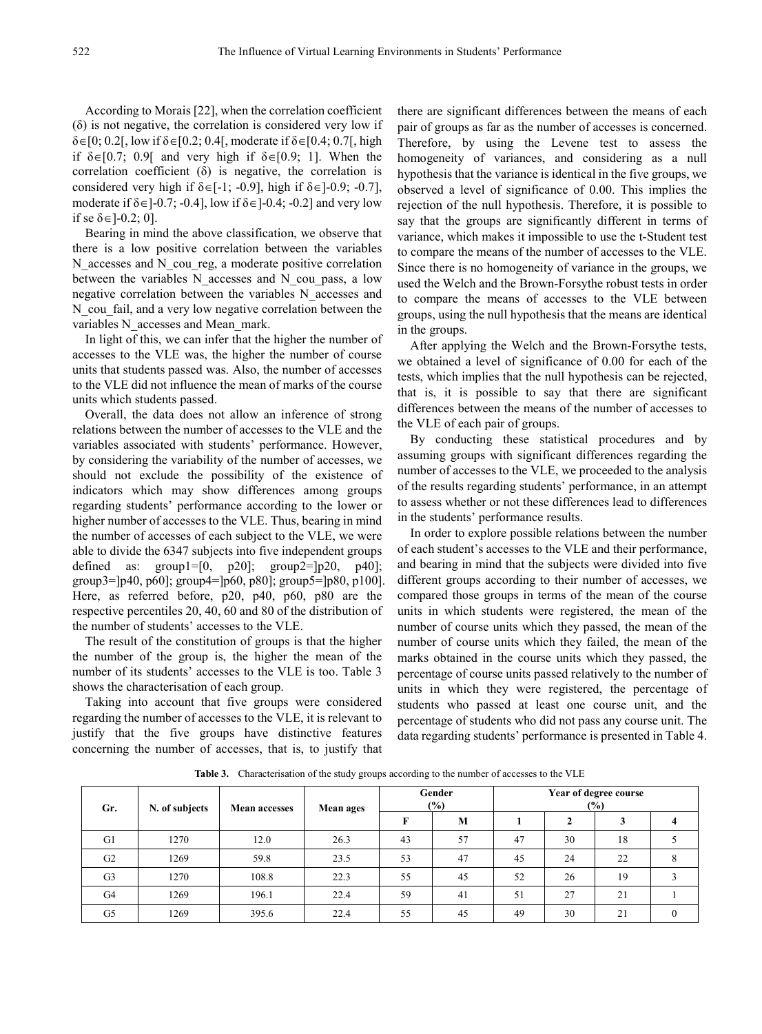According to Morais [22], when the correlation coefficient ($\delta$) is not negative, the correlation is considered very low if $\delta \in [0; 0.2[$, low if $\delta \in [0.2; 0.4[$, moderate if $\delta \in [0.4; 0.7[$, high if $\delta \in [0.7; 0.9[$ and very high if $\delta \in [0.9; 1]$. When the correlation coefficient ($\delta$) is negative, the correlation is considered very high if $\delta \in [-1; -0.9]$, high if $\delta \in ]-0.9; -0.7]$, moderate if $\delta \in ]-0.7; -0.4]$, low if $\delta \in ]-0.4; -0.2]$ and very low if se $\delta \in ]-0.2; 0]$.

Bearing in mind the above classification, we observe that there is a low positive correlation between the variables N_accesses and N_cou_reg, a moderate positive correlation between the variables N_accesses and N_cou_pass, a low negative correlation between the variables N_accesses and N_cou_fail, and a very low negative correlation between the variables N_accesses and Mean_mark.

In light of this, we can infer that the higher the number of accesses to the VLE was, the higher the number of course units that students passed was. Also, the number of accesses to the VLE did not influence the mean of marks of the course units which students passed.

Overall, the data does not allow an inference of strong relations between the number of accesses to the VLE and the variables associated with students' performance. However, by considering the variability of the number of accesses, we should not exclude the possibility of the existence of indicators which may show differences among groups regarding students' performance according to the lower or higher number of accesses to the VLE. Thus, bearing in mind the number of accesses of each subject to the VLE, we were able to divide the 6347 subjects into five independent groups defined as: group1=[0, p20]; group2=]p20, p40]; group3=]p40, p60]; group4=]p60, p80]; group5=]p80, p100]. Here, as referred before, p20, p40, p60, p80 are the respective percentiles 20, 40, 60 and 80 of the distribution of the number of students' accesses to the VLE.

The result of the constitution of groups is that the higher the number of the group is, the higher the mean of the number of its students' accesses to the VLE is too. Table 3 shows the characterisation of each group.

Taking into account that five groups were considered regarding the number of accesses to the VLE, it is relevant to justify that the five groups have distinctive features concerning the number of accesses, that is, to justify that there are significant differences between the means of each pair of groups as far as the number of accesses is concerned. Therefore, by using the Levene test to assess the homogeneity of variances, and considering as a null hypothesis that the variance is identical in the five groups, we observed a level of significance of 0.00. This implies the rejection of the null hypothesis. Therefore, it is possible to say that the groups are significantly different in terms of variance, which makes it impossible to use the t-Student test to compare the means of the number of accesses to the VLE. Since there is no homogeneity of variance in the groups, we used the Welch and the Brown-Forsythe robust tests in order to compare the means of accesses to the VLE between groups, using the null hypothesis that the means are identical in the groups.

After applying the Welch and the Brown-Forsythe tests, we obtained a level of significance of 0.00 for each of the tests, which implies that the null hypothesis can be rejected, that is, it is possible to say that there are significant differences between the means of the number of accesses to the VLE of each pair of groups.

By conducting these statistical procedures and by assuming groups with significant differences regarding the number of accesses to the VLE, we proceeded to the analysis of the results regarding students' performance, in an attempt to assess whether or not these differences lead to differences in the students' performance results.

In order to explore possible relations between the number of each student's accesses to the VLE and their performance, and bearing in mind that the subjects were divided into five different groups according to their number of accesses, we compared those groups in terms of the mean of the course units in which students were registered, the mean of the number of course units which they passed, the mean of the number of course units which they failed, the mean of the marks obtained in the course units which they passed, the percentage of course units passed relatively to the number of units in which they were registered, the percentage of students who passed at least one course unit, and the percentage of students who did not pass any course unit. The data regarding students' performance is presented in Table 4.

**Table 3.** Characterisation of the study groups according to the number of accesses to the VLE

| Gr. | N. of subjects | Mean accesses | Mean ages | Gender (%) | | Year of degree course (%) | | | |
|---|---|---|---|---|---|---|---|---|---|
| | | | | F | M | 1 | 2 | 3 | 4 |
| G1 | 1270 | 12.0 | 26.3 | 43 | 57 | 47 | 30 | 18 | 5 |
| G2 | 1269 | 59.8 | 23.5 | 53 | 47 | 45 | 24 | 22 | 8 |
| G3 | 1270 | 108.8 | 22.3 | 55 | 45 | 52 | 26 | 19 | 3 |
| G4 | 1269 | 196.1 | 22.4 | 59 | 41 | 51 | 27 | 21 | 1 |
| G5 | 1269 | 395.6 | 22.4 | 55 | 45 | 49 | 30 | 21 | 0 |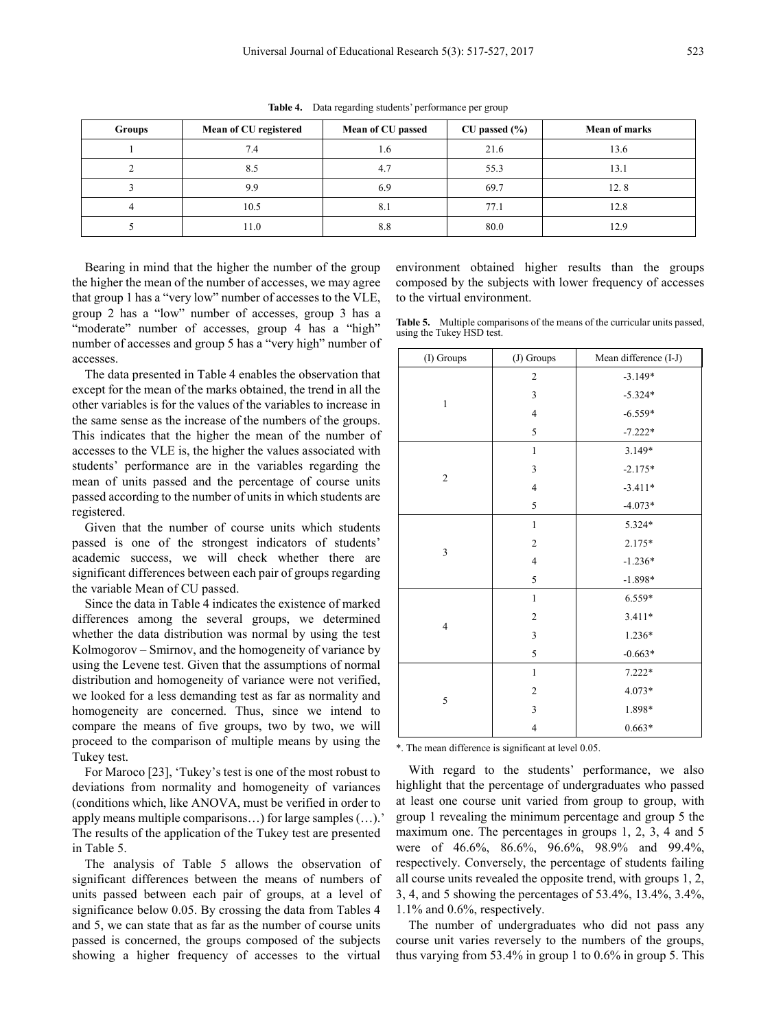**Table 4.** Data regarding students' performance per group

| Groups | Mean of CU registered | Mean of CU passed | CU passed (%) | Mean of marks |
|---|---|---|---|---|
| 1 | 7.4 | 1.6 | 21.6 | 13.6 |
| 2 | 8.5 | 4.7 | 55.3 | 13.1 |
| 3 | 9.9 | 6.9 | 69.7 | 12. 8 |
| 4 | 10.5 | 8.1 | 77.1 | 12.8 |
| 5 | 11.0 | 8.8 | 80.0 | 12.9 |

Bearing in mind that the higher the number of the group the higher the mean of the number of accesses, we may agree that group 1 has a "very low" number of accesses to the VLE, group 2 has a "low" number of accesses, group 3 has a "moderate" number of accesses, group 4 has a "high" number of accesses and group 5 has a "very high" number of accesses.

The data presented in Table 4 enables the observation that except for the mean of the marks obtained, the trend in all the other variables is for the values of the variables to increase in the same sense as the increase of the numbers of the groups. This indicates that the higher the mean of the number of accesses to the VLE is, the higher the values associated with students' performance are in the variables regarding the mean of units passed and the percentage of course units passed according to the number of units in which students are registered.

Given that the number of course units which students passed is one of the strongest indicators of students' academic success, we will check whether there are significant differences between each pair of groups regarding the variable Mean of CU passed.

Since the data in Table 4 indicates the existence of marked differences among the several groups, we determined whether the data distribution was normal by using the test Kolmogorov – Smirnov, and the homogeneity of variance by using the Levene test. Given that the assumptions of normal distribution and homogeneity of variance were not verified, we looked for a less demanding test as far as normality and homogeneity are concerned. Thus, since we intend to compare the means of five groups, two by two, we will proceed to the comparison of multiple means by using the Tukey test.

For Maroco [23], 'Tukey's test is one of the most robust to deviations from normality and homogeneity of variances (conditions which, like ANOVA, must be verified in order to apply means multiple comparisons…) for large samples (…).' The results of the application of the Tukey test are presented in Table 5.

The analysis of Table 5 allows the observation of significant differences between the means of numbers of units passed between each pair of groups, at a level of significance below 0.05. By crossing the data from Tables 4 and 5, we can state that as far as the number of course units passed is concerned, the groups composed of the subjects showing a higher frequency of accesses to the virtual environment obtained higher results than the groups composed by the subjects with lower frequency of accesses to the virtual environment.

**Table 5.** Multiple comparisons of the means of the curricular units passed, using the Tukey HSD test.

| (I) Groups | (J) Groups | Mean difference (I-J) |
|---|---|---|
| 1 | 2 | -3.149* |
| | 3 | -5.324* |
| | 4 | -6.559* |
| | 5 | -7.222* |
| 2 | 1 | 3.149* |
| | 3 | -2.175* |
| | 4 | -3.411* |
| | 5 | -4.073* |
| 3 | 1 | 5.324* |
| | 2 | 2.175* |
| | 4 | -1.236* |
| | 5 | -1.898* |
| 4 | 1 | 6.559* |
| | 2 | 3.411* |
| | 3 | 1.236* |
| | 5 | -0.663* |
| 5 | 1 | 7.222* |
| | 2 | 4.073* |
| | 3 | 1.898* |
| | 4 | 0.663* |

*. The mean difference is significant at level 0.05.

With regard to the students' performance, we also highlight that the percentage of undergraduates who passed at least one course unit varied from group to group, with group 1 revealing the minimum percentage and group 5 the maximum one. The percentages in groups 1, 2, 3, 4 and 5 were of 46.6%, 86.6%, 96.6%, 98.9% and 99.4%, respectively. Conversely, the percentage of students failing all course units revealed the opposite trend, with groups 1, 2, 3, 4, and 5 showing the percentages of 53.4%, 13.4%, 3.4%, 1.1% and 0.6%, respectively.

The number of undergraduates who did not pass any course unit varies reversely to the numbers of the groups, thus varying from 53.4% in group 1 to 0.6% in group 5. This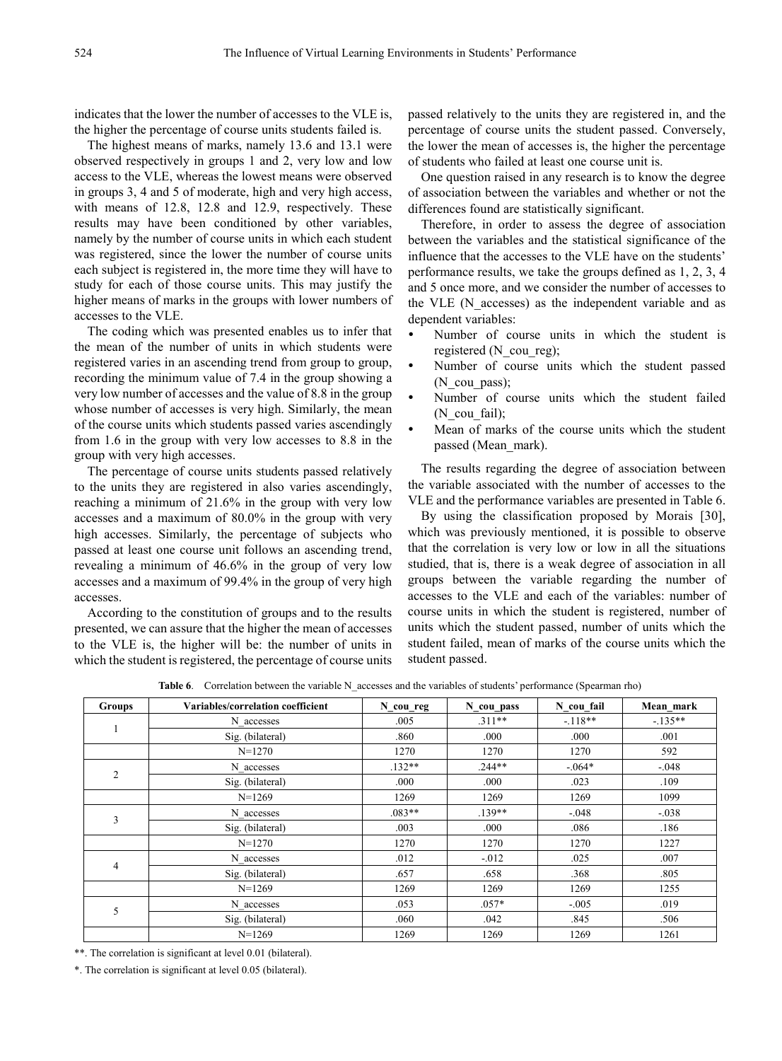indicates that the lower the number of accesses to the VLE is, the higher the percentage of course units students failed is.

The highest means of marks, namely 13.6 and 13.1 were observed respectively in groups 1 and 2, very low and low access to the VLE, whereas the lowest means were observed in groups 3, 4 and 5 of moderate, high and very high access, with means of 12.8, 12.8 and 12.9, respectively. These results may have been conditioned by other variables, namely by the number of course units in which each student was registered, since the lower the number of course units each subject is registered in, the more time they will have to study for each of those course units. This may justify the higher means of marks in the groups with lower numbers of accesses to the VLE.

The coding which was presented enables us to infer that the mean of the number of units in which students were registered varies in an ascending trend from group to group, recording the minimum value of 7.4 in the group showing a very low number of accesses and the value of 8.8 in the group whose number of accesses is very high. Similarly, the mean of the course units which students passed varies ascendingly from 1.6 in the group with very low accesses to 8.8 in the group with very high accesses.

The percentage of course units students passed relatively to the units they are registered in also varies ascendingly, reaching a minimum of 21.6% in the group with very low accesses and a maximum of 80.0% in the group with very high accesses. Similarly, the percentage of subjects who passed at least one course unit follows an ascending trend, revealing a minimum of 46.6% in the group of very low accesses and a maximum of 99.4% in the group of very high accesses.

According to the constitution of groups and to the results presented, we can assure that the higher the mean of accesses to the VLE is, the higher will be: the number of units in which the student is registered, the percentage of course units passed relatively to the units they are registered in, and the percentage of course units the student passed. Conversely, the lower the mean of accesses is, the higher the percentage of students who failed at least one course unit is.

One question raised in any research is to know the degree of association between the variables and whether or not the differences found are statistically significant.

Therefore, in order to assess the degree of association between the variables and the statistical significance of the influence that the accesses to the VLE have on the students' performance results, we take the groups defined as 1, 2, 3, 4 and 5 once more, and we consider the number of accesses to the VLE (N_accesses) as the independent variable and as dependent variables:

- Number of course units in which the student is registered (N_cou_reg);
- Number of course units which the student passed (N_cou_pass);
- Number of course units which the student failed (N_cou_fail);
- Mean of marks of the course units which the student passed (Mean_mark).

The results regarding the degree of association between the variable associated with the number of accesses to the VLE and the performance variables are presented in Table 6.

By using the classification proposed by Morais [30], which was previously mentioned, it is possible to observe that the correlation is very low or low in all the situations studied, that is, there is a weak degree of association in all groups between the variable regarding the number of accesses to the VLE and each of the variables: number of course units in which the student is registered, number of units which the student passed, number of units which the student failed, mean of marks of the course units which the student passed.

**Table 6**. Correlation between the variable N_accesses and the variables of students' performance (Spearman rho)

| Groups | Variables/correlation coefficient | N_cou_reg | N_cou_pass | N_cou_fail | Mean_mark |
|---|---|---|---|---|---|
| 1 | N_accesses | .005 | .311** | -.118** | -.135** |
| | Sig. (bilateral) | .860 | .000 | .000 | .001 |
| | N=1270 | 1270 | 1270 | 1270 | 592 |
| 2 | N_accesses | .132** | .244** | -.064* | -.048 |
| | Sig. (bilateral) | .000 | .000 | .023 | .109 |
| | N=1269 | 1269 | 1269 | 1269 | 1099 |
| 3 | N_accesses | .083** | .139** | -.048 | -.038 |
| | Sig. (bilateral) | .003 | .000 | .086 | .186 |
| | N=1270 | 1270 | 1270 | 1270 | 1227 |
| 4 | N_accesses | .012 | -.012 | .025 | .007 |
| | Sig. (bilateral) | .657 | .658 | .368 | .805 |
| | N=1269 | 1269 | 1269 | 1269 | 1255 |
| 5 | N_accesses | .053 | .057* | -.005 | .019 |
| | Sig. (bilateral) | .060 | .042 | .845 | .506 |
| | N=1269 | 1269 | 1269 | 1269 | 1261 |

**. The correlation is significant at level 0.01 (bilateral).

*. The correlation is significant at level 0.05 (bilateral).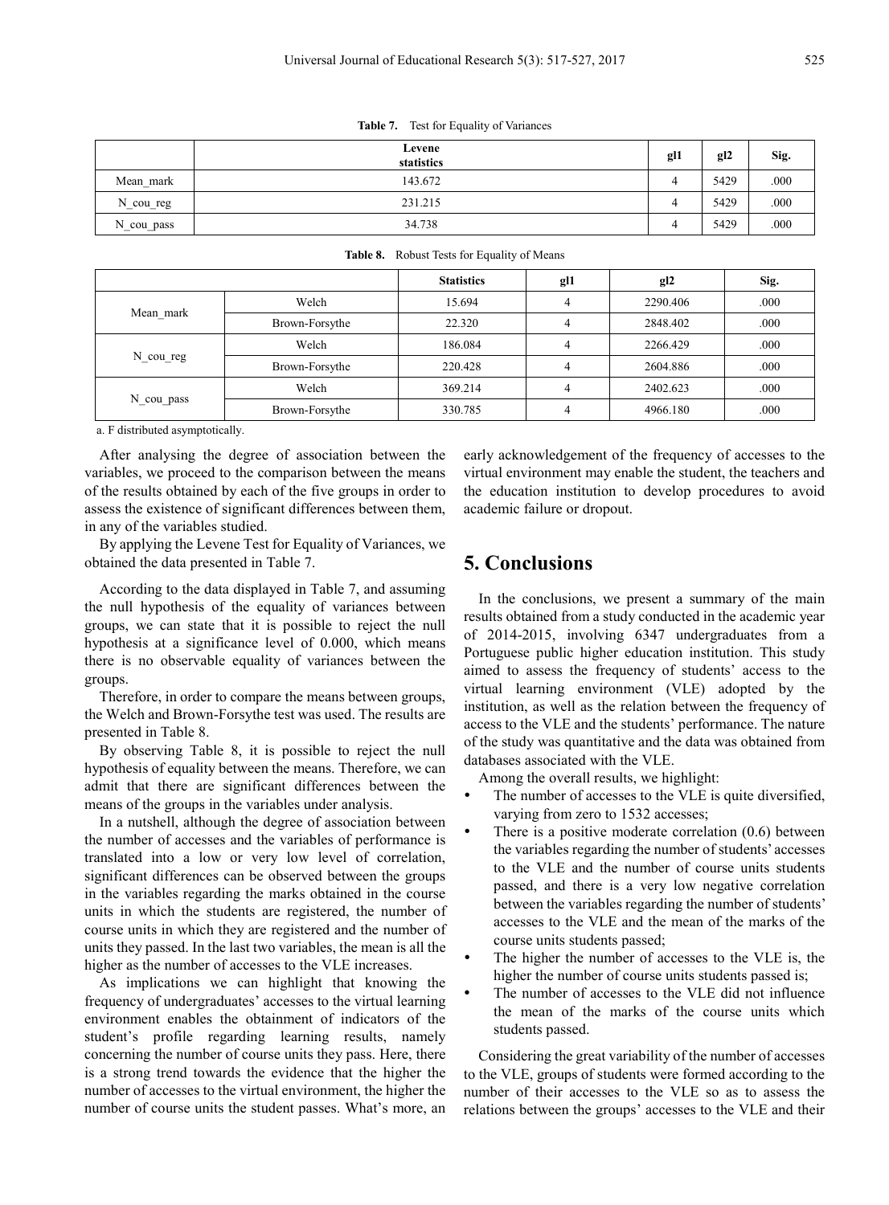**Table 7.** Test for Equality of Variances

| | Levene statistics | gl1 | gl2 | Sig. |
|---|---|---|---|---|
| Mean_mark | 143.672 | 4 | 5429 | .000 |
| N_cou_reg | 231.215 | 4 | 5429 | .000 |
| N_cou_pass | 34.738 | 4 | 5429 | .000 |

**Table 8.** Robust Tests for Equality of Means

| | | Statistics | gl1 | gl2 | Sig. |
|---|---|---|---|---|---|
| Mean_mark | Welch | 15.694 | 4 | 2290.406 | .000 |
| | Brown-Forsythe | 22.320 | 4 | 2848.402 | .000 |
| N_cou_reg | Welch | 186.084 | 4 | 2266.429 | .000 |
| | Brown-Forsythe | 220.428 | 4 | 2604.886 | .000 |
| N_cou_pass | Welch | 369.214 | 4 | 2402.623 | .000 |
| | Brown-Forsythe | 330.785 | 4 | 4966.180 | .000 |

a. F distributed asymptotically.

After analysing the degree of association between the variables, we proceed to the comparison between the means of the results obtained by each of the five groups in order to assess the existence of significant differences between them, in any of the variables studied.

By applying the Levene Test for Equality of Variances, we obtained the data presented in Table 7.

According to the data displayed in Table 7, and assuming the null hypothesis of the equality of variances between groups, we can state that it is possible to reject the null hypothesis at a significance level of 0.000, which means there is no observable equality of variances between the groups.

Therefore, in order to compare the means between groups, the Welch and Brown-Forsythe test was used. The results are presented in Table 8.

By observing Table 8, it is possible to reject the null hypothesis of equality between the means. Therefore, we can admit that there are significant differences between the means of the groups in the variables under analysis.

In a nutshell, although the degree of association between the number of accesses and the variables of performance is translated into a low or very low level of correlation, significant differences can be observed between the groups in the variables regarding the marks obtained in the course units in which the students are registered, the number of course units in which they are registered and the number of units they passed. In the last two variables, the mean is all the higher as the number of accesses to the VLE increases.

As implications we can highlight that knowing the frequency of undergraduates' accesses to the virtual learning environment enables the obtainment of indicators of the student's profile regarding learning results, namely concerning the number of course units they pass. Here, there is a strong trend towards the evidence that the higher the number of accesses to the virtual environment, the higher the number of course units the student passes. What's more, an early acknowledgement of the frequency of accesses to the virtual environment may enable the student, the teachers and the education institution to develop procedures to avoid academic failure or dropout.

## 5. Conclusions

In the conclusions, we present a summary of the main results obtained from a study conducted in the academic year of 2014-2015, involving 6347 undergraduates from a Portuguese public higher education institution. This study aimed to assess the frequency of students' access to the virtual learning environment (VLE) adopted by the institution, as well as the relation between the frequency of access to the VLE and the students' performance. The nature of the study was quantitative and the data was obtained from databases associated with the VLE.

Among the overall results, we highlight:

- The number of accesses to the VLE is quite diversified, varying from zero to 1532 accesses;
- There is a positive moderate correlation (0.6) between the variables regarding the number of students' accesses to the VLE and the number of course units students passed, and there is a very low negative correlation between the variables regarding the number of students' accesses to the VLE and the mean of the marks of the course units students passed;
- The higher the number of accesses to the VLE is, the higher the number of course units students passed is;
- The number of accesses to the VLE did not influence the mean of the marks of the course units which students passed.

Considering the great variability of the number of accesses to the VLE, groups of students were formed according to the number of their accesses to the VLE so as to assess the relations between the groups' accesses to the VLE and their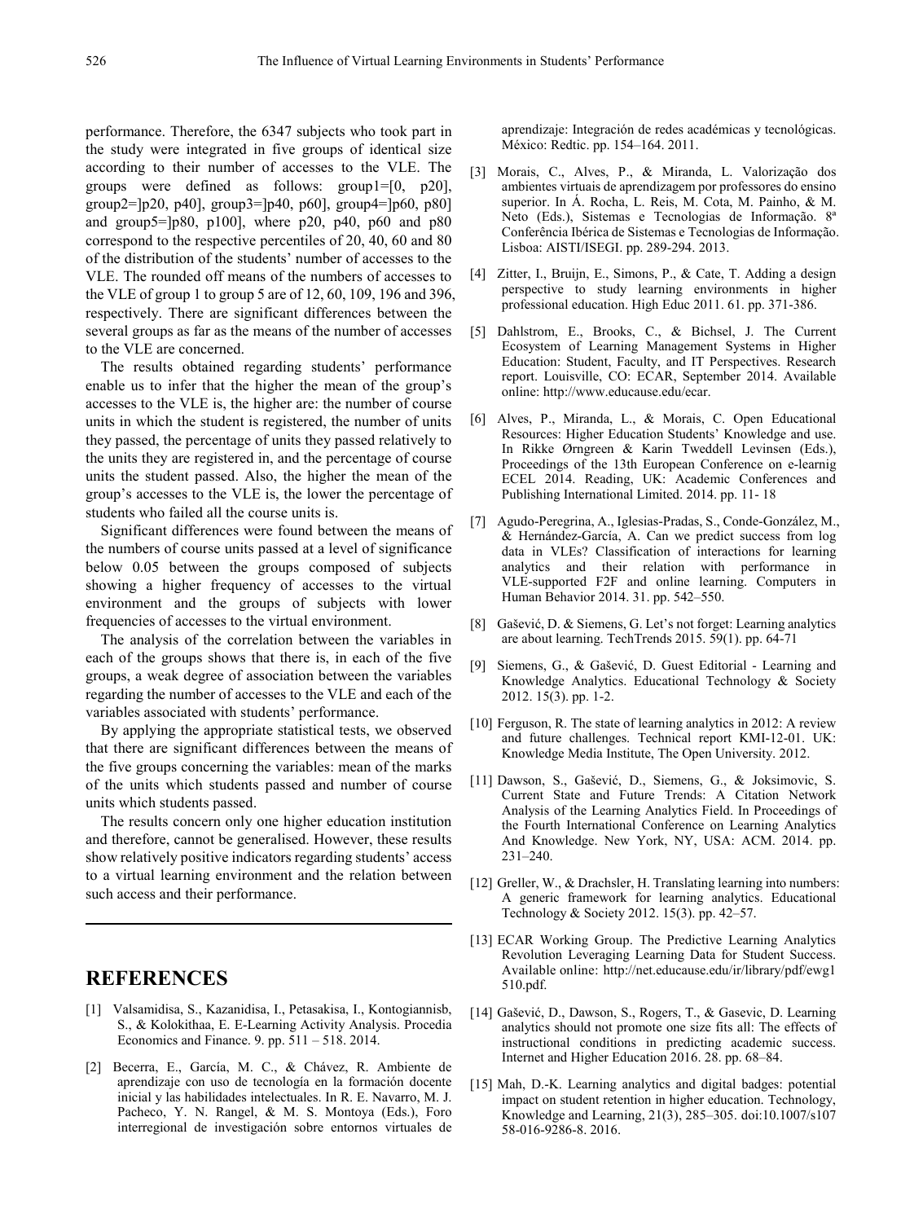performance. Therefore, the 6347 subjects who took part in the study were integrated in five groups of identical size according to their number of accesses to the VLE. The groups were defined as follows: group1=[0, p20], group2=]p20, p40], group3=]p40, p60], group4=]p60, p80] and group5=]p80, p100], where p20, p40, p60 and p80 correspond to the respective percentiles of 20, 40, 60 and 80 of the distribution of the students' number of accesses to the VLE. The rounded off means of the numbers of accesses to the VLE of group 1 to group 5 are of 12, 60, 109, 196 and 396, respectively. There are significant differences between the several groups as far as the means of the number of accesses to the VLE are concerned.

The results obtained regarding students' performance enable us to infer that the higher the mean of the group's accesses to the VLE is, the higher are: the number of course units in which the student is registered, the number of units they passed, the percentage of units they passed relatively to the units they are registered in, and the percentage of course units the student passed. Also, the higher the mean of the group's accesses to the VLE is, the lower the percentage of students who failed all the course units is.

Significant differences were found between the means of the numbers of course units passed at a level of significance below 0.05 between the groups composed of subjects showing a higher frequency of accesses to the virtual environment and the groups of subjects with lower frequencies of accesses to the virtual environment.

The analysis of the correlation between the variables in each of the groups shows that there is, in each of the five groups, a weak degree of association between the variables regarding the number of accesses to the VLE and each of the variables associated with students' performance.

By applying the appropriate statistical tests, we observed that there are significant differences between the means of the five groups concerning the variables: mean of the marks of the units which students passed and number of course units which students passed.

The results concern only one higher education institution and therefore, cannot be generalised. However, these results show relatively positive indicators regarding students' access to a virtual learning environment and the relation between such access and their performance.

# REFERENCES

[1] Valsamidisa, S., Kazanidisa, I., Petasakisa, I., Kontogiannisb, S., & Kolokithaa, E. E-Learning Activity Analysis. Procedia Economics and Finance. 9. pp. 511 – 518. 2014.

[2] Becerra, E., García, M. C., & Chávez, R. Ambiente de aprendizaje con uso de tecnología en la formación docente inicial y las habilidades intelectuales. In R. E. Navarro, M. J. Pacheco, Y. N. Rangel, & M. S. Montoya (Eds.), Foro interregional de investigación sobre entornos virtuales de aprendizaje: Integración de redes académicas y tecnológicas. México: Redtic. pp. 154–164. 2011.

[3] Morais, C., Alves, P., & Miranda, L. Valorização dos ambientes virtuais de aprendizagem por professores do ensino superior. In Á. Rocha, L. Reis, M. Cota, M. Painho, & M. Neto (Eds.), Sistemas e Tecnologias de Informação. 8ª Conferência Ibérica de Sistemas e Tecnologias de Informação. Lisboa: AISTI/ISEGI. pp. 289-294. 2013.

[4] Zitter, I., Bruijn, E., Simons, P., & Cate, T. Adding a design perspective to study learning environments in higher professional education. High Educ 2011. 61. pp. 371-386.

[5] Dahlstrom, E., Brooks, C., & Bichsel, J. The Current Ecosystem of Learning Management Systems in Higher Education: Student, Faculty, and IT Perspectives. Research report. Louisville, CO: ECAR, September 2014. Available online: http://www.educause.edu/ecar.

[6] Alves, P., Miranda, L., & Morais, C. Open Educational Resources: Higher Education Students' Knowledge and use. In Rikke Ørngreen & Karin Tweddell Levinsen (Eds.), Proceedings of the 13th European Conference on e-learnig ECEL 2014. Reading, UK: Academic Conferences and Publishing International Limited. 2014. pp. 11- 18

[7] Agudo-Peregrina, A., Iglesias-Pradas, S., Conde-González, M., & Hernández-García, A. Can we predict success from log data in VLEs? Classification of interactions for learning analytics and their relation with performance in VLE-supported F2F and online learning. Computers in Human Behavior 2014. 31. pp. 542–550.

[8] Gašević, D. & Siemens, G. Let's not forget: Learning analytics are about learning. TechTrends 2015. 59(1). pp. 64-71

[9] Siemens, G., & Gašević, D. Guest Editorial - Learning and Knowledge Analytics. Educational Technology & Society 2012. 15(3). pp. 1-2.

[10] Ferguson, R. The state of learning analytics in 2012: A review and future challenges. Technical report KMI-12-01. UK: Knowledge Media Institute, The Open University. 2012.

[11] Dawson, S., Gašević, D., Siemens, G., & Joksimovic, S. Current State and Future Trends: A Citation Network Analysis of the Learning Analytics Field. In Proceedings of the Fourth International Conference on Learning Analytics And Knowledge. New York, NY, USA: ACM. 2014. pp. 231–240.

[12] Greller, W., & Drachsler, H. Translating learning into numbers: A generic framework for learning analytics. Educational Technology & Society 2012. 15(3). pp. 42–57.

[13] ECAR Working Group. The Predictive Learning Analytics Revolution Leveraging Learning Data for Student Success. Available online: http://net.educause.edu/ir/library/pdf/ewg1510.pdf.

[14] Gašević, D., Dawson, S., Rogers, T., & Gasevic, D. Learning analytics should not promote one size fits all: The effects of instructional conditions in predicting academic success. Internet and Higher Education 2016. 28. pp. 68–84.

[15] Mah, D.-K. Learning analytics and digital badges: potential impact on student retention in higher education. Technology, Knowledge and Learning, 21(3), 285–305. doi:10.1007/s10758-016-9286-8. 2016.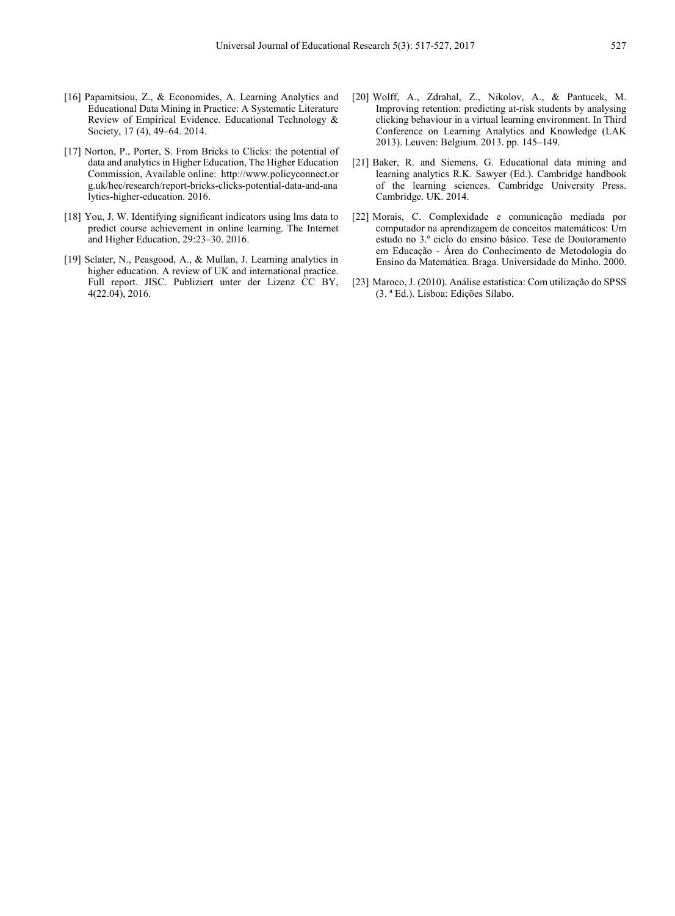[16] Papamitsiou, Z., & Economides, A. Learning Analytics and Educational Data Mining in Practice: A Systematic Literature Review of Empirical Evidence. Educational Technology & Society, 17 (4), 49–64. 2014.

[17] Norton, P., Porter, S. From Bricks to Clicks: the potential of data and analytics in Higher Education, The Higher Education Commission, Available online: http://www.policyconnect.org.uk/hec/research/report-bricks-clicks-potential-data-and-analytics-higher-education. 2016.

[18] You, J. W. Identifying significant indicators using lms data to predict course achievement in online learning. The Internet and Higher Education, 29:23–30. 2016.

[19] Sclater, N., Peasgood, A., & Mullan, J. Learning analytics in higher education. A review of UK and international practice. Full report. JISC. Publiziert unter der Lizenz CC BY, 4(22.04), 2016.

[20] Wolff, A., Zdrahal, Z., Nikolov, A., & Pantucek, M. Improving retention: predicting at-risk students by analysing clicking behaviour in a virtual learning environment. In Third Conference on Learning Analytics and Knowledge (LAK 2013). Leuven: Belgium. 2013. pp. 145–149.

[21] Baker, R. and Siemens, G. Educational data mining and learning analytics R.K. Sawyer (Ed.). Cambridge handbook of the learning sciences. Cambridge University Press. Cambridge. UK. 2014.

[22] Morais, C. Complexidade e comunicação mediada por computador na aprendizagem de conceitos matemáticos: Um estudo no 3.º ciclo do ensino básico. Tese de Doutoramento em Educação - Área do Conhecimento de Metodologia do Ensino da Matemática. Braga. Universidade do Minho. 2000.

[23] Maroco, J. (2010). Análise estatística: Com utilização do SPSS (3. ª Ed.). Lisboa: Edições Sílabo.